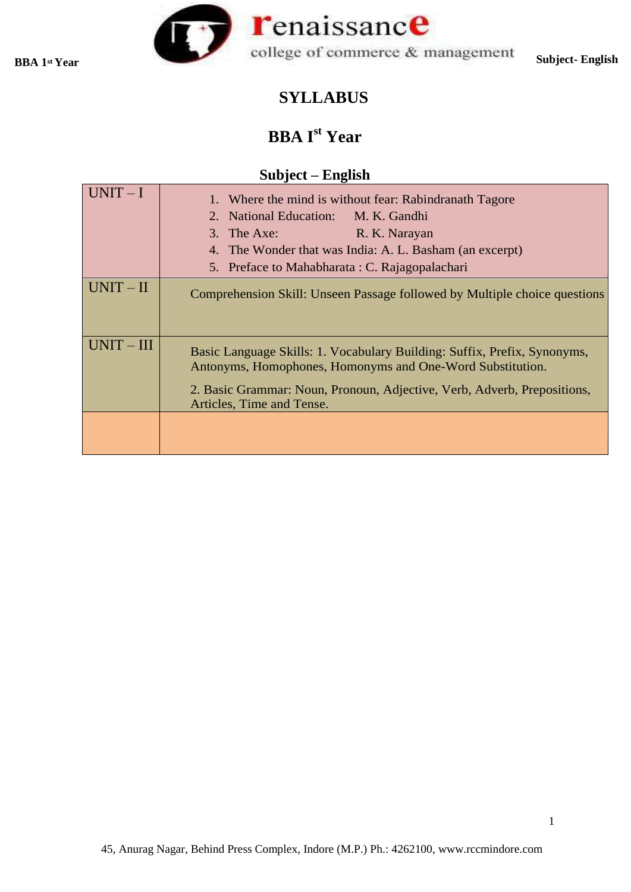# SYLLABUS

## BBA I^st Year

### Subject – English

| | |
|---|---|
| UNIT – I | 1. Where the mind is without fear: Rabindranath Tagore<br>2. National Education: M. K. Gandhi<br>3. The Axe: R. K. Narayan<br>4. The Wonder that was India: A. L. Basham (an excerpt)<br>5. Preface to Mahabharata : C. Rajagopalachari |
| UNIT – II | Comprehension Skill: Unseen Passage followed by Multiple choice questions |
| UNIT – III | Basic Language Skills: 1. Vocabulary Building: Suffix, Prefix, Synonyms, Antonyms, Homophones, Homonyms and One-Word Substitution.<br>2. Basic Grammar: Noun, Pronoun, Adjective, Verb, Adverb, Prepositions, Articles, Time and Tense. |
| | |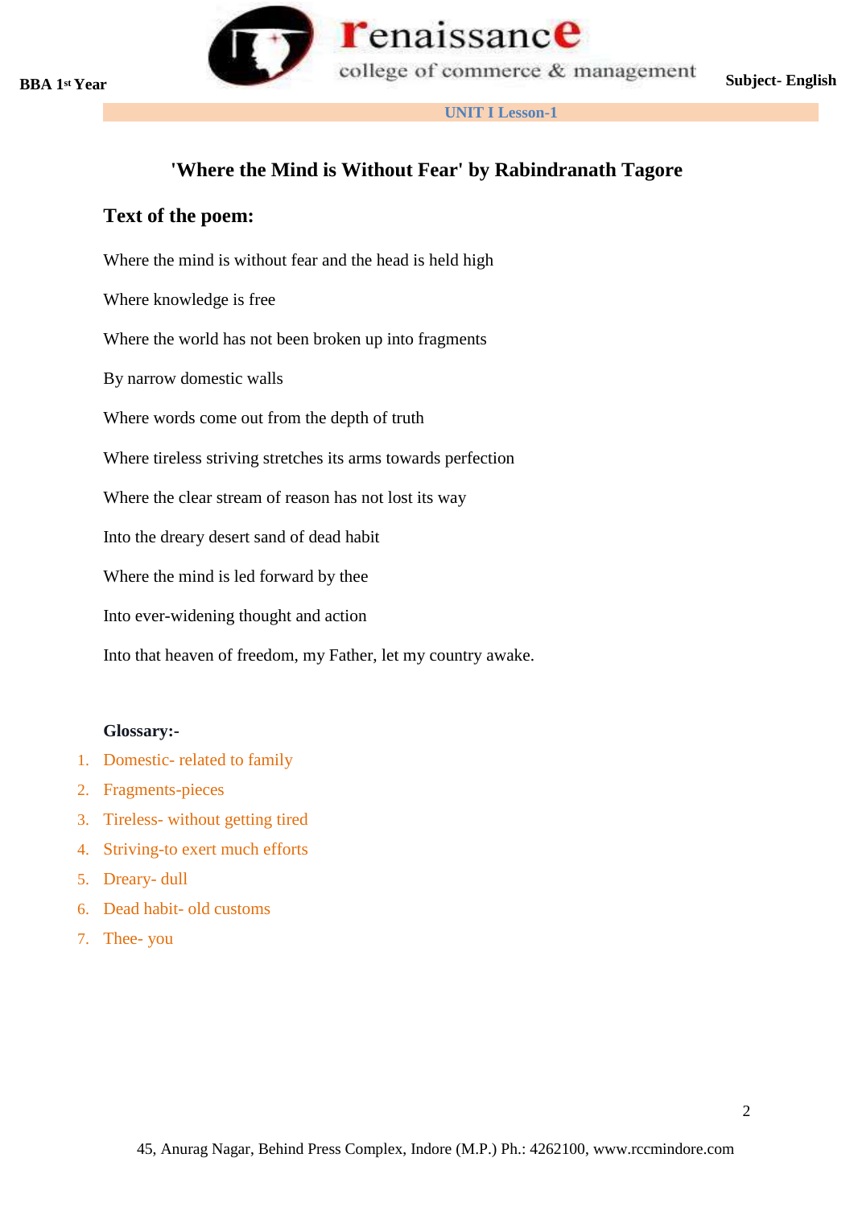UNIT I Lesson-1

# 'Where the Mind is Without Fear' by Rabindranath Tagore

## Text of the poem:

Where the mind is without fear and the head is held high

Where knowledge is free

Where the world has not been broken up into fragments

By narrow domestic walls

Where words come out from the depth of truth

Where tireless striving stretches its arms towards perfection

Where the clear stream of reason has not lost its way

Into the dreary desert sand of dead habit

Where the mind is led forward by thee

Into ever-widening thought and action

Into that heaven of freedom, my Father, let my country awake.

**Glossary:-**

1. Domestic- related to family
2. Fragments-pieces
3. Tireless- without getting tired
4. Striving-to exert much efforts
5. Dreary- dull
6. Dead habit- old customs
7. Thee- you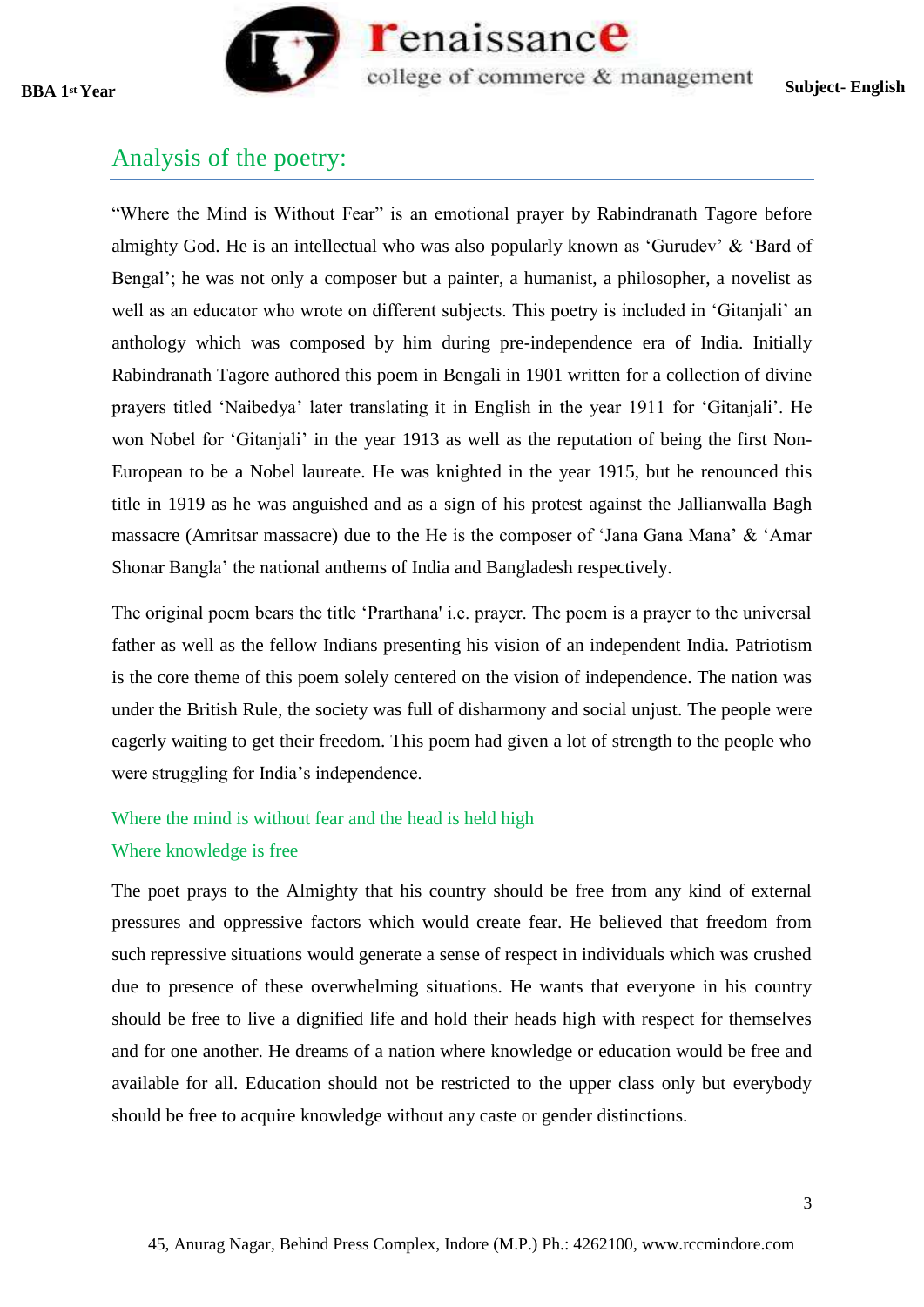## Analysis of the poetry:

"Where the Mind is Without Fear" is an emotional prayer by Rabindranath Tagore before almighty God. He is an intellectual who was also popularly known as 'Gurudev' & 'Bard of Bengal'; he was not only a composer but a painter, a humanist, a philosopher, a novelist as well as an educator who wrote on different subjects. This poetry is included in 'Gitanjali' an anthology which was composed by him during pre-independence era of India. Initially Rabindranath Tagore authored this poem in Bengali in 1901 written for a collection of divine prayers titled 'Naibedya' later translating it in English in the year 1911 for 'Gitanjali'. He won Nobel for 'Gitanjali' in the year 1913 as well as the reputation of being the first Non-European to be a Nobel laureate. He was knighted in the year 1915, but he renounced this title in 1919 as he was anguished and as a sign of his protest against the Jallianwalla Bagh massacre (Amritsar massacre) due to the He is the composer of 'Jana Gana Mana' & 'Amar Shonar Bangla' the national anthems of India and Bangladesh respectively.

The original poem bears the title 'Prarthana' i.e. prayer. The poem is a prayer to the universal father as well as the fellow Indians presenting his vision of an independent India. Patriotism is the core theme of this poem solely centered on the vision of independence. The nation was under the British Rule, the society was full of disharmony and social unjust. The people were eagerly waiting to get their freedom. This poem had given a lot of strength to the people who were struggling for India's independence.

Where the mind is without fear and the head is held high
Where knowledge is free

The poet prays to the Almighty that his country should be free from any kind of external pressures and oppressive factors which would create fear. He believed that freedom from such repressive situations would generate a sense of respect in individuals which was crushed due to presence of these overwhelming situations. He wants that everyone in his country should be free to live a dignified life and hold their heads high with respect for themselves and for one another. He dreams of a nation where knowledge or education would be free and available for all. Education should not be restricted to the upper class only but everybody should be free to acquire knowledge without any caste or gender distinctions.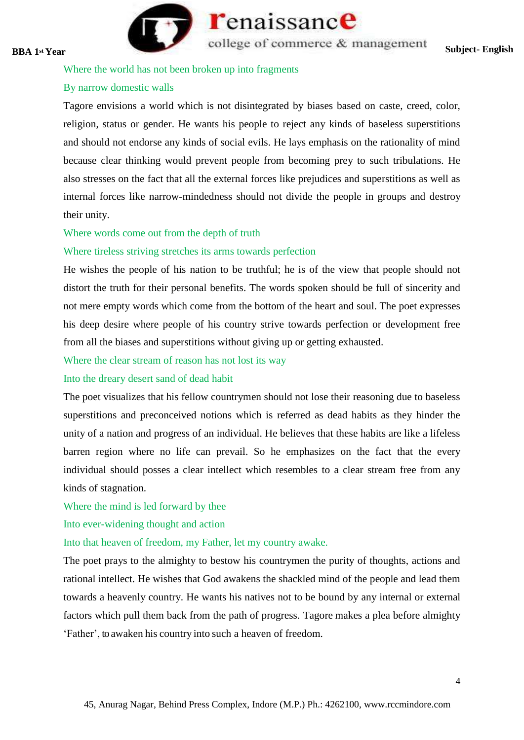Where the world has not been broken up into fragments

By narrow domestic walls

Tagore envisions a world which is not disintegrated by biases based on caste, creed, color, religion, status or gender. He wants his people to reject any kinds of baseless superstitions and should not endorse any kinds of social evils. He lays emphasis on the rationality of mind because clear thinking would prevent people from becoming prey to such tribulations. He also stresses on the fact that all the external forces like prejudices and superstitions as well as internal forces like narrow-mindedness should not divide the people in groups and destroy their unity.

Where words come out from the depth of truth

Where tireless striving stretches its arms towards perfection

He wishes the people of his nation to be truthful; he is of the view that people should not distort the truth for their personal benefits. The words spoken should be full of sincerity and not mere empty words which come from the bottom of the heart and soul. The poet expresses his deep desire where people of his country strive towards perfection or development free from all the biases and superstitions without giving up or getting exhausted.

Where the clear stream of reason has not lost its way

Into the dreary desert sand of dead habit

The poet visualizes that his fellow countrymen should not lose their reasoning due to baseless superstitions and preconceived notions which is referred as dead habits as they hinder the unity of a nation and progress of an individual. He believes that these habits are like a lifeless barren region where no life can prevail. So he emphasizes on the fact that the every individual should posses a clear intellect which resembles to a clear stream free from any kinds of stagnation.

Where the mind is led forward by thee

Into ever-widening thought and action

Into that heaven of freedom, my Father, let my country awake.

The poet prays to the almighty to bestow his countrymen the purity of thoughts, actions and rational intellect. He wishes that God awakens the shackled mind of the people and lead them towards a heavenly country. He wants his natives not to be bound by any internal or external factors which pull them back from the path of progress. Tagore makes a plea before almighty 'Father', to awaken his country into such a heaven of freedom.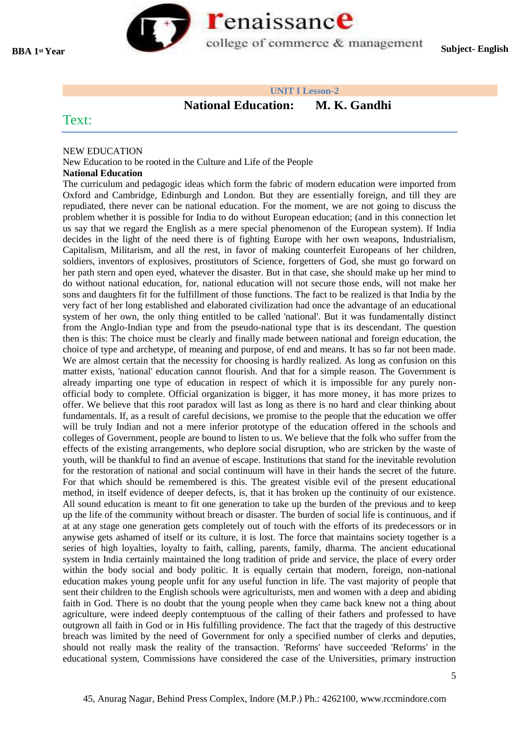**UNIT I Lesson-2**

## National Education: M. K. Gandhi

Text:

NEW EDUCATION

New Education to be rooted in the Culture and Life of the People

**National Education**

The curriculum and pedagogic ideas which form the fabric of modern education were imported from Oxford and Cambridge, Edinburgh and London. But they are essentially foreign, and till they are repudiated, there never can be national education. For the moment, we are not going to discuss the problem whether it is possible for India to do without European education; (and in this connection let us say that we regard the English as a mere special phenomenon of the European system). If India decides in the light of the need there is of fighting Europe with her own weapons, Industrialism, Capitalism, Militarism, and all the rest, in favor of making counterfeit Europeans of her children, soldiers, inventors of explosives, prostitutors of Science, forgetters of God, she must go forward on her path stern and open eyed, whatever the disaster. But in that case, she should make up her mind to do without national education, for, national education will not secure those ends, will not make her sons and daughters fit for the fulfillment of those functions. The fact to be realized is that India by the very fact of her long established and elaborated civilization had once the advantage of an educational system of her own, the only thing entitled to be called 'national'. But it was fundamentally distinct from the Anglo-Indian type and from the pseudo-national type that is its descendant. The question then is this: The choice must be clearly and finally made between national and foreign education, the choice of type and archetype, of meaning and purpose, of end and means. It has so far not been made. We are almost certain that the necessity for choosing is hardly realized. As long as confusion on this matter exists, 'national' education cannot flourish. And that for a simple reason. The Government is already imparting one type of education in respect of which it is impossible for any purely non-official body to complete. Official organization is bigger, it has more money, it has more prizes to offer. We believe that this root paradox will last as long as there is no hard and clear thinking about fundamentals. If, as a result of careful decisions, we promise to the people that the education we offer will be truly Indian and not a mere inferior prototype of the education offered in the schools and colleges of Government, people are bound to listen to us. We believe that the folk who suffer from the effects of the existing arrangements, who deplore social disruption, who are stricken by the waste of youth, will be thankful to find an avenue of escape. Institutions that stand for the inevitable revolution for the restoration of national and social continuum will have in their hands the secret of the future. For that which should be remembered is this. The greatest visible evil of the present educational method, in itself evidence of deeper defects, is, that it has broken up the continuity of our existence. All sound education is meant to fit one generation to take up the burden of the previous and to keep up the life of the community without breach or disaster. The burden of social life is continuous, and if at at any stage one generation gets completely out of touch with the efforts of its predecessors or in anywise gets ashamed of itself or its culture, it is lost. The force that maintains society together is a series of high loyalties, loyalty to faith, calling, parents, family, dharma. The ancient educational system in India certainly maintained the long tradition of pride and service, the place of every order within the body social and body politic. It is equally certain that modern, foreign, non-national education makes young people unfit for any useful function in life. The vast majority of people that sent their children to the English schools were agriculturists, men and women with a deep and abiding faith in God. There is no doubt that the young people when they came back knew not a thing about agriculture, were indeed deeply contemptuous of the calling of their fathers and professed to have outgrown all faith in God or in His fulfilling providence. The fact that the tragedy of this destructive breach was limited by the need of Government for only a specified number of clerks and deputies, should not really mask the reality of the transaction. 'Reforms' have succeeded 'Reforms' in the educational system, Commissions have considered the case of the Universities, primary instruction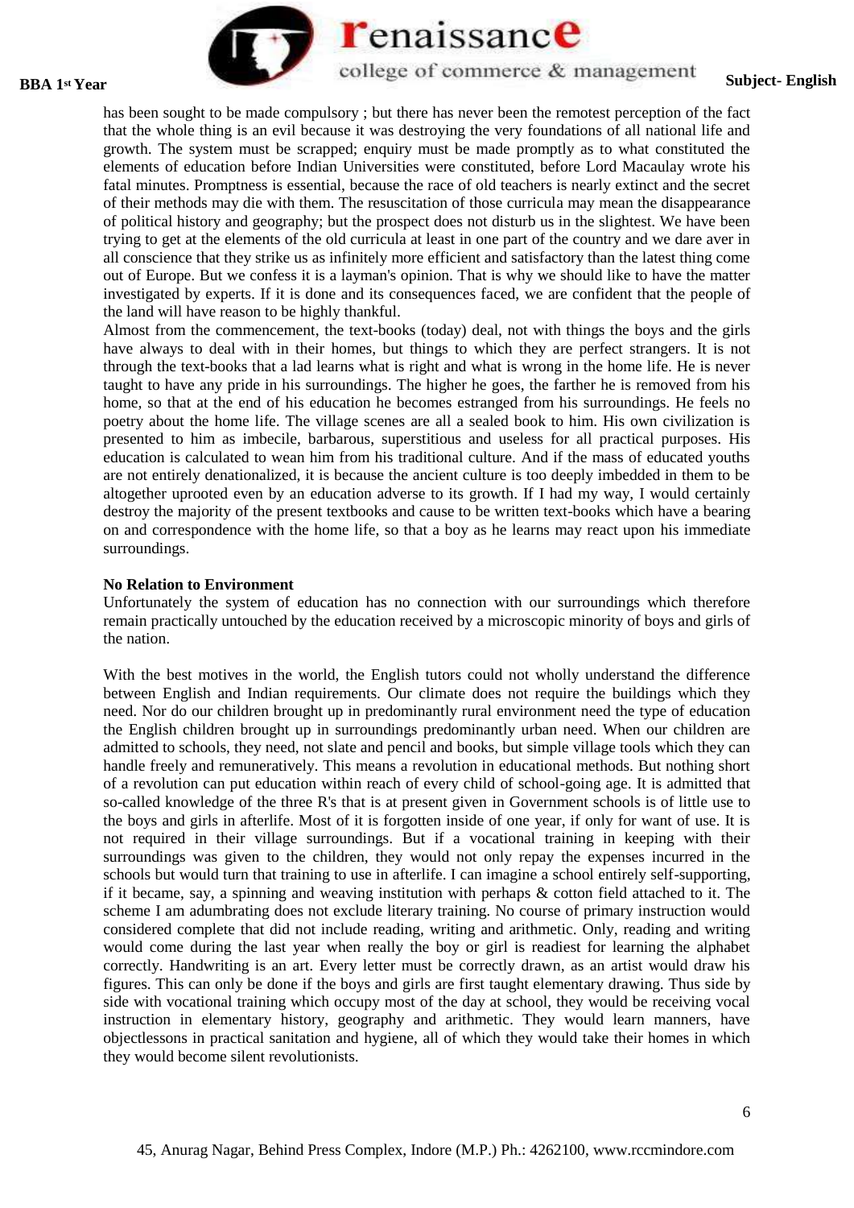has been sought to be made compulsory ; but there has never been the remotest perception of the fact that the whole thing is an evil because it was destroying the very foundations of all national life and growth. The system must be scrapped; enquiry must be made promptly as to what constituted the elements of education before Indian Universities were constituted, before Lord Macaulay wrote his fatal minutes. Promptness is essential, because the race of old teachers is nearly extinct and the secret of their methods may die with them. The resuscitation of those curricula may mean the disappearance of political history and geography; but the prospect does not disturb us in the slightest. We have been trying to get at the elements of the old curricula at least in one part of the country and we dare aver in all conscience that they strike us as infinitely more efficient and satisfactory than the latest thing come out of Europe. But we confess it is a layman's opinion. That is why we should like to have the matter investigated by experts. If it is done and its consequences faced, we are confident that the people of the land will have reason to be highly thankful.

Almost from the commencement, the text-books (today) deal, not with things the boys and the girls have always to deal with in their homes, but things to which they are perfect strangers. It is not through the text-books that a lad learns what is right and what is wrong in the home life. He is never taught to have any pride in his surroundings. The higher he goes, the farther he is removed from his home, so that at the end of his education he becomes estranged from his surroundings. He feels no poetry about the home life. The village scenes are all a sealed book to him. His own civilization is presented to him as imbecile, barbarous, superstitious and useless for all practical purposes. His education is calculated to wean him from his traditional culture. And if the mass of educated youths are not entirely denationalized, it is because the ancient culture is too deeply imbedded in them to be altogether uprooted even by an education adverse to its growth. If I had my way, I would certainly destroy the majority of the present textbooks and cause to be written text-books which have a bearing on and correspondence with the home life, so that a boy as he learns may react upon his immediate surroundings.

**No Relation to Environment**

Unfortunately the system of education has no connection with our surroundings which therefore remain practically untouched by the education received by a microscopic minority of boys and girls of the nation.

With the best motives in the world, the English tutors could not wholly understand the difference between English and Indian requirements. Our climate does not require the buildings which they need. Nor do our children brought up in predominantly rural environment need the type of education the English children brought up in surroundings predominantly urban need. When our children are admitted to schools, they need, not slate and pencil and books, but simple village tools which they can handle freely and remuneratively. This means a revolution in educational methods. But nothing short of a revolution can put education within reach of every child of school-going age. It is admitted that so-called knowledge of the three R's that is at present given in Government schools is of little use to the boys and girls in afterlife. Most of it is forgotten inside of one year, if only for want of use. It is not required in their village surroundings. But if a vocational training in keeping with their surroundings was given to the children, they would not only repay the expenses incurred in the schools but would turn that training to use in afterlife. I can imagine a school entirely self-supporting, if it became, say, a spinning and weaving institution with perhaps & cotton field attached to it. The scheme I am adumbrating does not exclude literary training. No course of primary instruction would considered complete that did not include reading, writing and arithmetic. Only, reading and writing would come during the last year when really the boy or girl is readiest for learning the alphabet correctly. Handwriting is an art. Every letter must be correctly drawn, as an artist would draw his figures. This can only be done if the boys and girls are first taught elementary drawing. Thus side by side with vocational training which occupy most of the day at school, they would be receiving vocal instruction in elementary history, geography and arithmetic. They would learn manners, have objectlessons in practical sanitation and hygiene, all of which they would take their homes in which they would become silent revolutionists.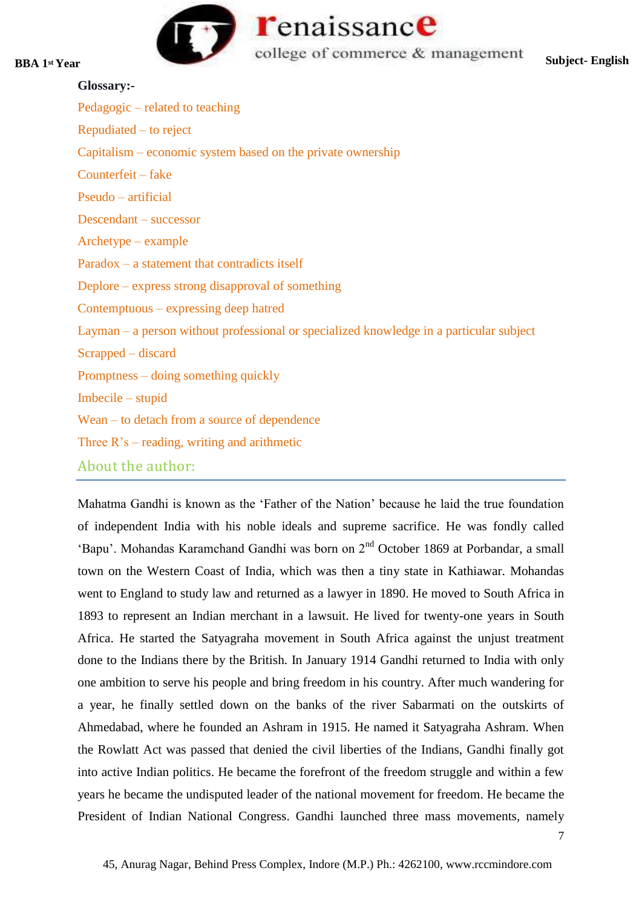**Glossary:-**

Pedagogic – related to teaching

Repudiated – to reject

Capitalism – economic system based on the private ownership

Counterfeit – fake

Pseudo – artificial

Descendant – successor

Archetype – example

Paradox – a statement that contradicts itself

Deplore – express strong disapproval of something

Contemptuous – expressing deep hatred

Layman – a person without professional or specialized knowledge in a particular subject

Scrapped – discard

Promptness – doing something quickly

Imbecile – stupid

Wean – to detach from a source of dependence

Three R's – reading, writing and arithmetic

## About the author:

Mahatma Gandhi is known as the 'Father of the Nation' because he laid the true foundation of independent India with his noble ideals and supreme sacrifice. He was fondly called 'Bapu'. Mohandas Karamchand Gandhi was born on 2nd October 1869 at Porbandar, a small town on the Western Coast of India, which was then a tiny state in Kathiawar. Mohandas went to England to study law and returned as a lawyer in 1890. He moved to South Africa in 1893 to represent an Indian merchant in a lawsuit. He lived for twenty-one years in South Africa. He started the Satyagraha movement in South Africa against the unjust treatment done to the Indians there by the British. In January 1914 Gandhi returned to India with only one ambition to serve his people and bring freedom in his country. After much wandering for a year, he finally settled down on the banks of the river Sabarmati on the outskirts of Ahmedabad, where he founded an Ashram in 1915. He named it Satyagraha Ashram. When the Rowlatt Act was passed that denied the civil liberties of the Indians, Gandhi finally got into active Indian politics. He became the forefront of the freedom struggle and within a few years he became the undisputed leader of the national movement for freedom. He became the President of Indian National Congress. Gandhi launched three mass movements, namely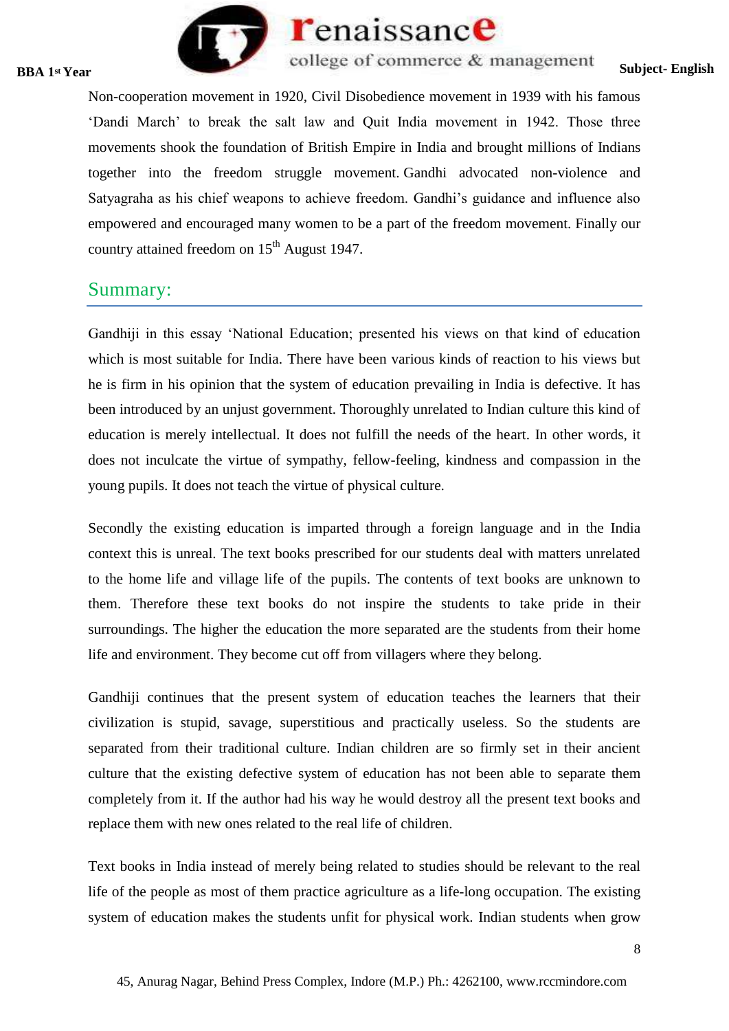Non-cooperation movement in 1920, Civil Disobedience movement in 1939 with his famous 'Dandi March' to break the salt law and Quit India movement in 1942. Those three movements shook the foundation of British Empire in India and brought millions of Indians together into the freedom struggle movement. Gandhi advocated non-violence and Satyagraha as his chief weapons to achieve freedom. Gandhi's guidance and influence also empowered and encouraged many women to be a part of the freedom movement. Finally our country attained freedom on 15th August 1947.

## Summary:

Gandhiji in this essay 'National Education; presented his views on that kind of education which is most suitable for India. There have been various kinds of reaction to his views but he is firm in his opinion that the system of education prevailing in India is defective. It has been introduced by an unjust government. Thoroughly unrelated to Indian culture this kind of education is merely intellectual. It does not fulfill the needs of the heart. In other words, it does not inculcate the virtue of sympathy, fellow-feeling, kindness and compassion in the young pupils. It does not teach the virtue of physical culture.

Secondly the existing education is imparted through a foreign language and in the India context this is unreal. The text books prescribed for our students deal with matters unrelated to the home life and village life of the pupils. The contents of text books are unknown to them. Therefore these text books do not inspire the students to take pride in their surroundings. The higher the education the more separated are the students from their home life and environment. They become cut off from villagers where they belong.

Gandhiji continues that the present system of education teaches the learners that their civilization is stupid, savage, superstitious and practically useless. So the students are separated from their traditional culture. Indian children are so firmly set in their ancient culture that the existing defective system of education has not been able to separate them completely from it. If the author had his way he would destroy all the present text books and replace them with new ones related to the real life of children.

Text books in India instead of merely being related to studies should be relevant to the real life of the people as most of them practice agriculture as a life-long occupation. The existing system of education makes the students unfit for physical work. Indian students when grow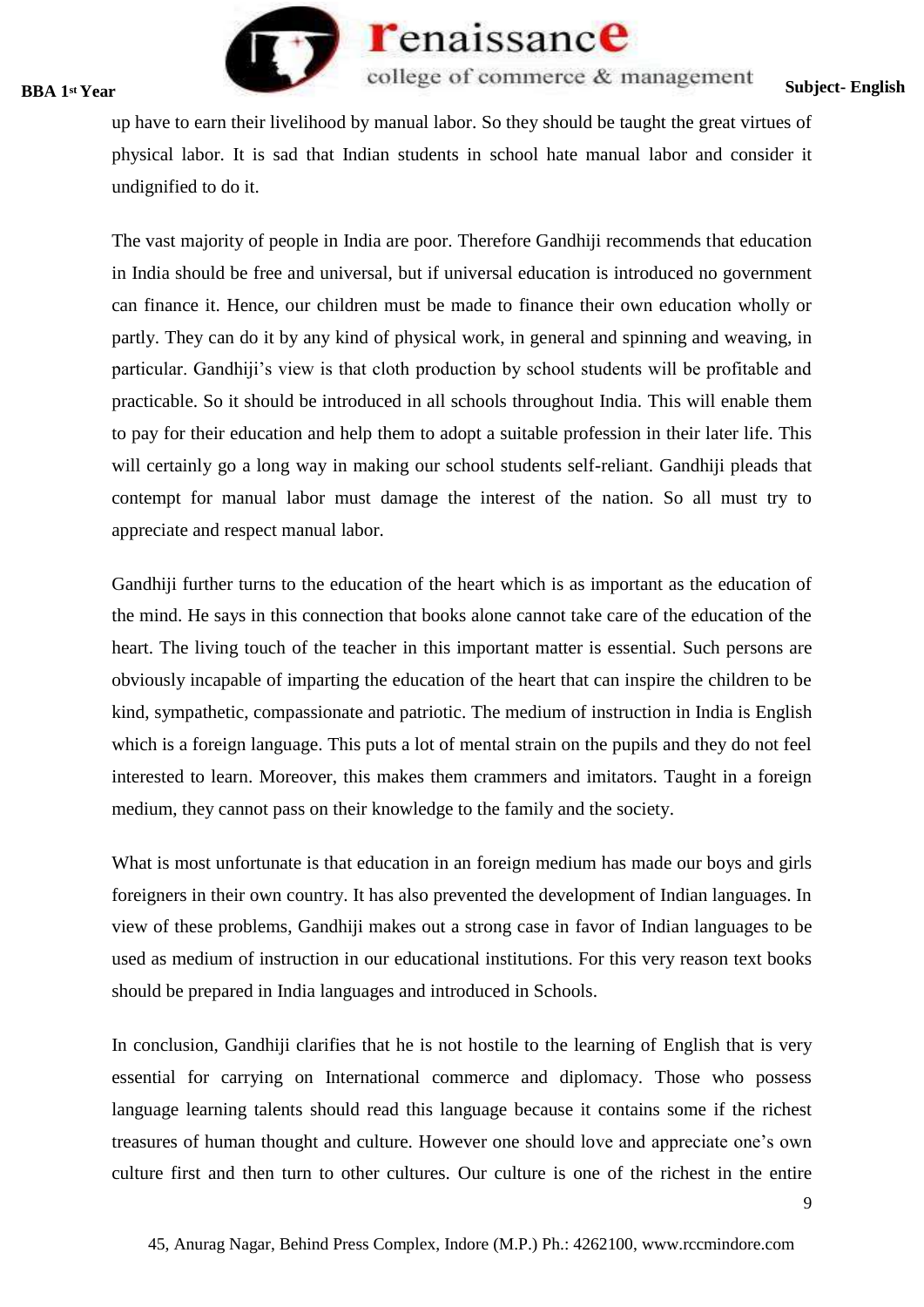up have to earn their livelihood by manual labor. So they should be taught the great virtues of physical labor. It is sad that Indian students in school hate manual labor and consider it undignified to do it.

The vast majority of people in India are poor. Therefore Gandhiji recommends that education in India should be free and universal, but if universal education is introduced no government can finance it. Hence, our children must be made to finance their own education wholly or partly. They can do it by any kind of physical work, in general and spinning and weaving, in particular. Gandhiji's view is that cloth production by school students will be profitable and practicable. So it should be introduced in all schools throughout India. This will enable them to pay for their education and help them to adopt a suitable profession in their later life. This will certainly go a long way in making our school students self-reliant. Gandhiji pleads that contempt for manual labor must damage the interest of the nation. So all must try to appreciate and respect manual labor.

Gandhiji further turns to the education of the heart which is as important as the education of the mind. He says in this connection that books alone cannot take care of the education of the heart. The living touch of the teacher in this important matter is essential. Such persons are obviously incapable of imparting the education of the heart that can inspire the children to be kind, sympathetic, compassionate and patriotic. The medium of instruction in India is English which is a foreign language. This puts a lot of mental strain on the pupils and they do not feel interested to learn. Moreover, this makes them crammers and imitators. Taught in a foreign medium, they cannot pass on their knowledge to the family and the society.

What is most unfortunate is that education in an foreign medium has made our boys and girls foreigners in their own country. It has also prevented the development of Indian languages. In view of these problems, Gandhiji makes out a strong case in favor of Indian languages to be used as medium of instruction in our educational institutions. For this very reason text books should be prepared in India languages and introduced in Schools.

In conclusion, Gandhiji clarifies that he is not hostile to the learning of English that is very essential for carrying on International commerce and diplomacy. Those who possess language learning talents should read this language because it contains some if the richest treasures of human thought and culture. However one should love and appreciate one's own culture first and then turn to other cultures. Our culture is one of the richest in the entire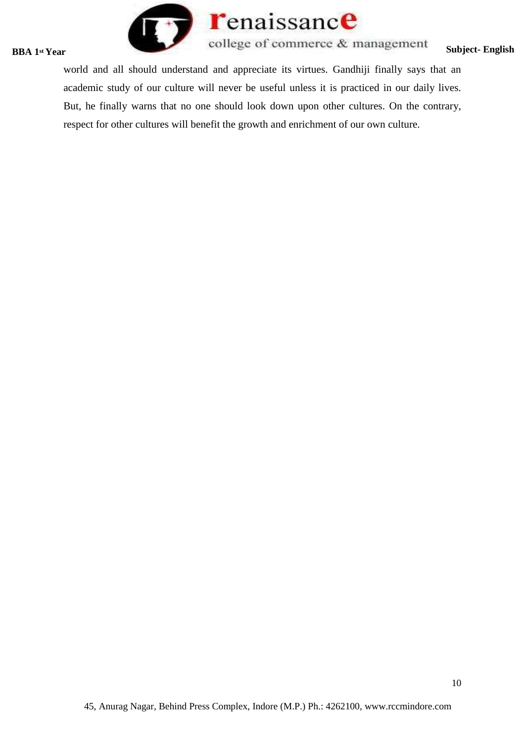world and all should understand and appreciate its virtues. Gandhiji finally says that an academic study of our culture will never be useful unless it is practiced in our daily lives. But, he finally warns that no one should look down upon other cultures. On the contrary, respect for other cultures will benefit the growth and enrichment of our own culture.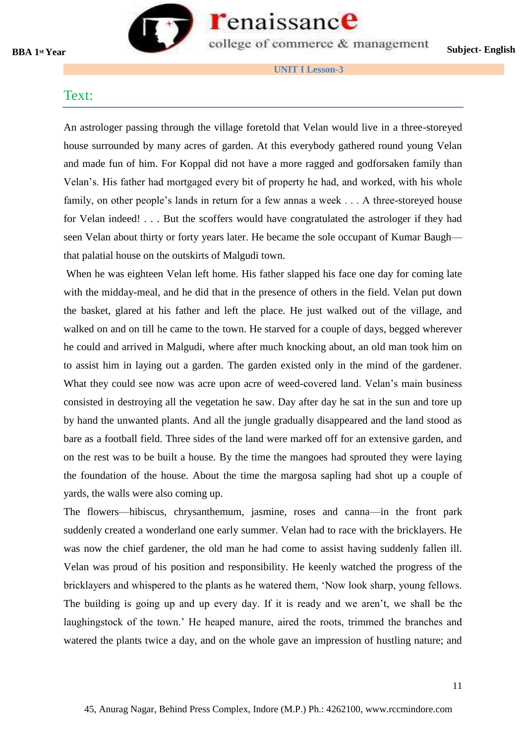## UNIT I Lesson-3

## Text:

An astrologer passing through the village foretold that Velan would live in a three-storeyed house surrounded by many acres of garden. At this everybody gathered round young Velan and made fun of him. For Koppal did not have a more ragged and godforsaken family than Velan's. His father had mortgaged every bit of property he had, and worked, with his whole family, on other people's lands in return for a few annas a week . . . A three-storeyed house for Velan indeed! . . . But the scoffers would have congratulated the astrologer if they had seen Velan about thirty or forty years later. He became the sole occupant of Kumar Baugh—that palatial house on the outskirts of Malgudi town.

When he was eighteen Velan left home. His father slapped his face one day for coming late with the midday-meal, and he did that in the presence of others in the field. Velan put down the basket, glared at his father and left the place. He just walked out of the village, and walked on and on till he came to the town. He starved for a couple of days, begged wherever he could and arrived in Malgudi, where after much knocking about, an old man took him on to assist him in laying out a garden. The garden existed only in the mind of the gardener. What they could see now was acre upon acre of weed-covered land. Velan's main business consisted in destroying all the vegetation he saw. Day after day he sat in the sun and tore up by hand the unwanted plants. And all the jungle gradually disappeared and the land stood as bare as a football field. Three sides of the land were marked off for an extensive garden, and on the rest was to be built a house. By the time the mangoes had sprouted they were laying the foundation of the house. About the time the margosa sapling had shot up a couple of yards, the walls were also coming up.

The flowers—hibiscus, chrysanthemum, jasmine, roses and canna—in the front park suddenly created a wonderland one early summer. Velan had to race with the bricklayers. He was now the chief gardener, the old man he had come to assist having suddenly fallen ill. Velan was proud of his position and responsibility. He keenly watched the progress of the bricklayers and whispered to the plants as he watered them, 'Now look sharp, young fellows. The building is going up and up every day. If it is ready and we aren't, we shall be the laughingstock of the town.' He heaped manure, aired the roots, trimmed the branches and watered the plants twice a day, and on the whole gave an impression of hustling nature; and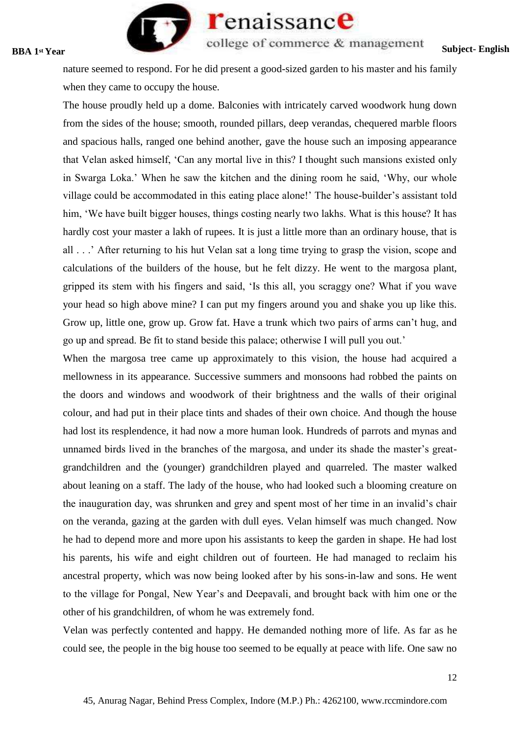nature seemed to respond. For he did present a good-sized garden to his master and his family when they came to occupy the house.

The house proudly held up a dome. Balconies with intricately carved woodwork hung down from the sides of the house; smooth, rounded pillars, deep verandas, chequered marble floors and spacious halls, ranged one behind another, gave the house such an imposing appearance that Velan asked himself, 'Can any mortal live in this? I thought such mansions existed only in Swarga Loka.' When he saw the kitchen and the dining room he said, 'Why, our whole village could be accommodated in this eating place alone!' The house-builder's assistant told him, 'We have built bigger houses, things costing nearly two lakhs. What is this house? It has hardly cost your master a lakh of rupees. It is just a little more than an ordinary house, that is all . . .' After returning to his hut Velan sat a long time trying to grasp the vision, scope and calculations of the builders of the house, but he felt dizzy. He went to the margosa plant, gripped its stem with his fingers and said, 'Is this all, you scraggy one? What if you wave your head so high above mine? I can put my fingers around you and shake you up like this. Grow up, little one, grow up. Grow fat. Have a trunk which two pairs of arms can't hug, and go up and spread. Be fit to stand beside this palace; otherwise I will pull you out.'

When the margosa tree came up approximately to this vision, the house had acquired a mellowness in its appearance. Successive summers and monsoons had robbed the paints on the doors and windows and woodwork of their brightness and the walls of their original colour, and had put in their place tints and shades of their own choice. And though the house had lost its resplendence, it had now a more human look. Hundreds of parrots and mynas and unnamed birds lived in the branches of the margosa, and under its shade the master's great-grandchildren and the (younger) grandchildren played and quarreled. The master walked about leaning on a staff. The lady of the house, who had looked such a blooming creature on the inauguration day, was shrunken and grey and spent most of her time in an invalid's chair on the veranda, gazing at the garden with dull eyes. Velan himself was much changed. Now he had to depend more and more upon his assistants to keep the garden in shape. He had lost his parents, his wife and eight children out of fourteen. He had managed to reclaim his ancestral property, which was now being looked after by his sons-in-law and sons. He went to the village for Pongal, New Year's and Deepavali, and brought back with him one or the other of his grandchildren, of whom he was extremely fond.

Velan was perfectly contented and happy. He demanded nothing more of life. As far as he could see, the people in the big house too seemed to be equally at peace with life. One saw no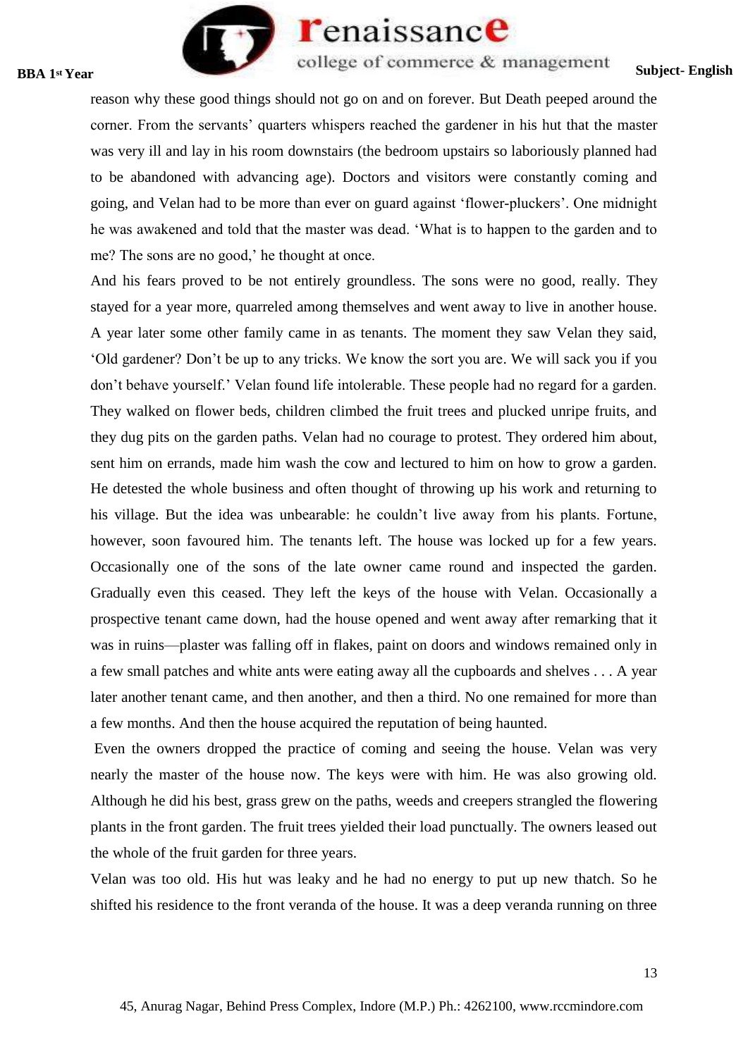reason why these good things should not go on and on forever. But Death peeped around the corner. From the servants' quarters whispers reached the gardener in his hut that the master was very ill and lay in his room downstairs (the bedroom upstairs so laboriously planned had to be abandoned with advancing age). Doctors and visitors were constantly coming and going, and Velan had to be more than ever on guard against 'flower-pluckers'. One midnight he was awakened and told that the master was dead. 'What is to happen to the garden and to me? The sons are no good,' he thought at once.

And his fears proved to be not entirely groundless. The sons were no good, really. They stayed for a year more, quarreled among themselves and went away to live in another house. A year later some other family came in as tenants. The moment they saw Velan they said, 'Old gardener? Don't be up to any tricks. We know the sort you are. We will sack you if you don't behave yourself.' Velan found life intolerable. These people had no regard for a garden. They walked on flower beds, children climbed the fruit trees and plucked unripe fruits, and they dug pits on the garden paths. Velan had no courage to protest. They ordered him about, sent him on errands, made him wash the cow and lectured to him on how to grow a garden. He detested the whole business and often thought of throwing up his work and returning to his village. But the idea was unbearable: he couldn't live away from his plants. Fortune, however, soon favoured him. The tenants left. The house was locked up for a few years. Occasionally one of the sons of the late owner came round and inspected the garden. Gradually even this ceased. They left the keys of the house with Velan. Occasionally a prospective tenant came down, had the house opened and went away after remarking that it was in ruins—plaster was falling off in flakes, paint on doors and windows remained only in a few small patches and white ants were eating away all the cupboards and shelves . . . A year later another tenant came, and then another, and then a third. No one remained for more than a few months. And then the house acquired the reputation of being haunted.

Even the owners dropped the practice of coming and seeing the house. Velan was very nearly the master of the house now. The keys were with him. He was also growing old. Although he did his best, grass grew on the paths, weeds and creepers strangled the flowering plants in the front garden. The fruit trees yielded their load punctually. The owners leased out the whole of the fruit garden for three years.

Velan was too old. His hut was leaky and he had no energy to put up new thatch. So he shifted his residence to the front veranda of the house. It was a deep veranda running on three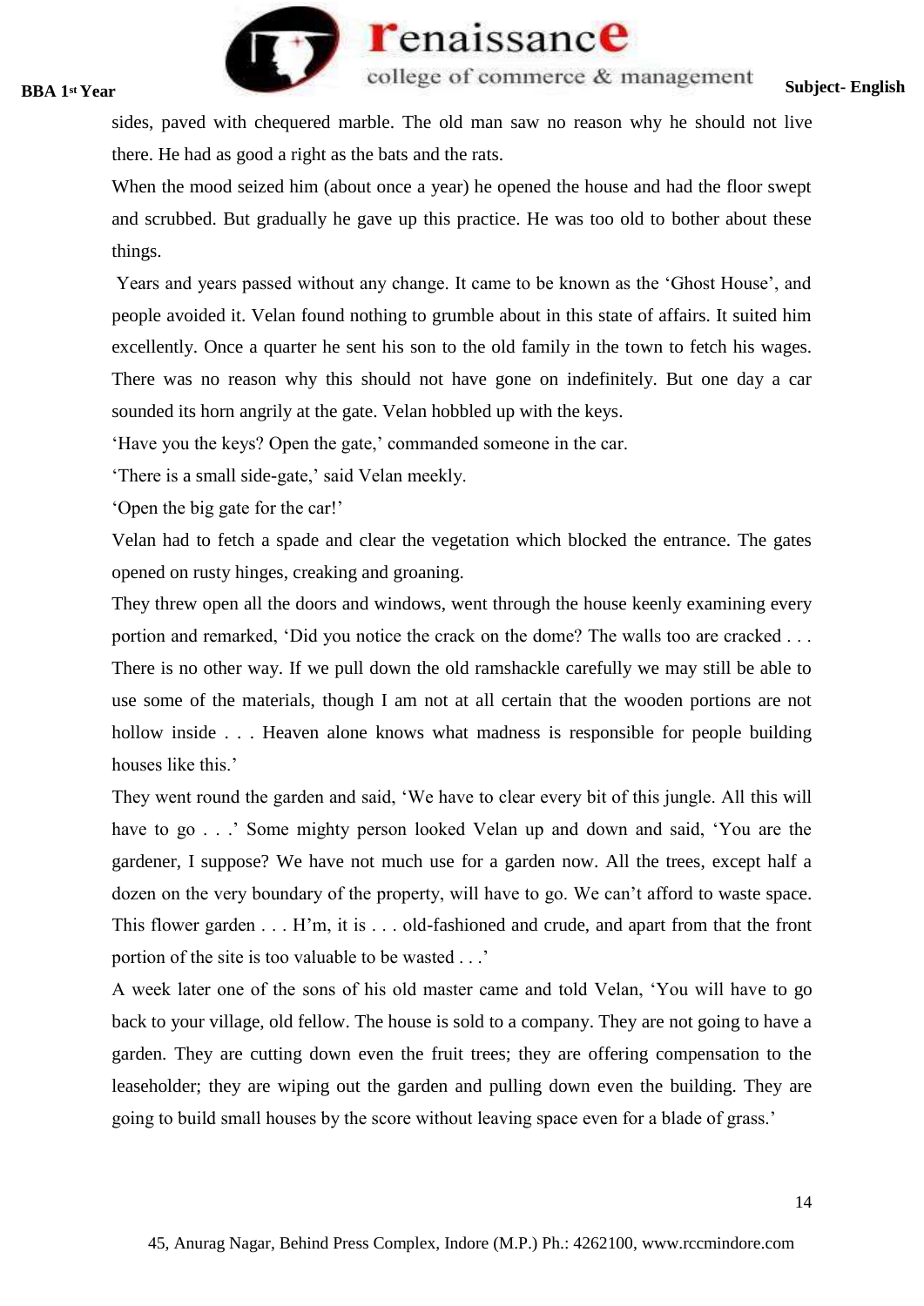sides, paved with chequered marble. The old man saw no reason why he should not live there. He had as good a right as the bats and the rats.

When the mood seized him (about once a year) he opened the house and had the floor swept and scrubbed. But gradually he gave up this practice. He was too old to bother about these things.

Years and years passed without any change. It came to be known as the 'Ghost House', and people avoided it. Velan found nothing to grumble about in this state of affairs. It suited him excellently. Once a quarter he sent his son to the old family in the town to fetch his wages. There was no reason why this should not have gone on indefinitely. But one day a car sounded its horn angrily at the gate. Velan hobbled up with the keys.

'Have you the keys? Open the gate,' commanded someone in the car.

'There is a small side-gate,' said Velan meekly.

'Open the big gate for the car!'

Velan had to fetch a spade and clear the vegetation which blocked the entrance. The gates opened on rusty hinges, creaking and groaning.

They threw open all the doors and windows, went through the house keenly examining every portion and remarked, 'Did you notice the crack on the dome? The walls too are cracked . . . There is no other way. If we pull down the old ramshackle carefully we may still be able to use some of the materials, though I am not at all certain that the wooden portions are not hollow inside . . . Heaven alone knows what madness is responsible for people building houses like this.'

They went round the garden and said, 'We have to clear every bit of this jungle. All this will have to go . . .' Some mighty person looked Velan up and down and said, 'You are the gardener, I suppose? We have not much use for a garden now. All the trees, except half a dozen on the very boundary of the property, will have to go. We can't afford to waste space. This flower garden . . . H'm, it is . . . old-fashioned and crude, and apart from that the front portion of the site is too valuable to be wasted . . .'

A week later one of the sons of his old master came and told Velan, 'You will have to go back to your village, old fellow. The house is sold to a company. They are not going to have a garden. They are cutting down even the fruit trees; they are offering compensation to the leaseholder; they are wiping out the garden and pulling down even the building. They are going to build small houses by the score without leaving space even for a blade of grass.'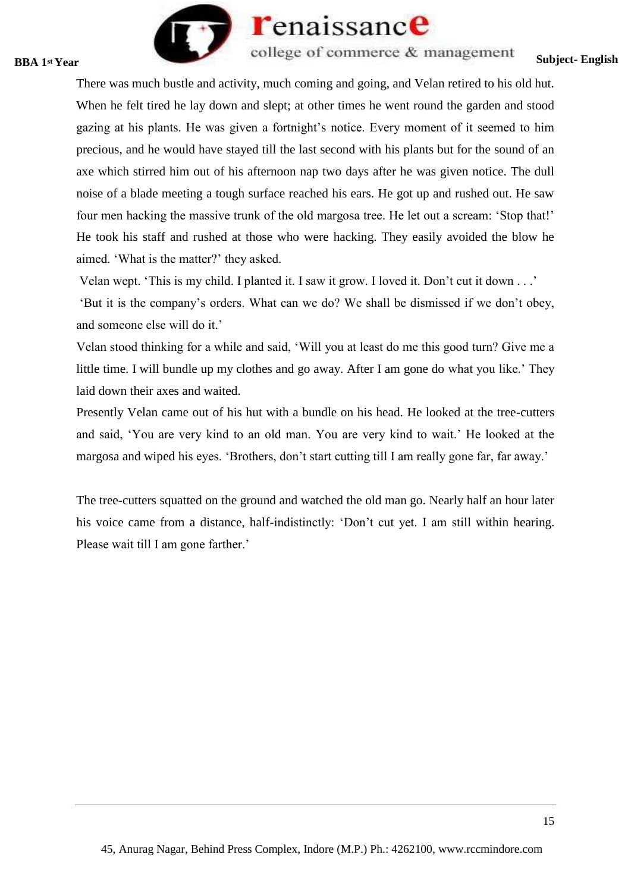There was much bustle and activity, much coming and going, and Velan retired to his old hut. When he felt tired he lay down and slept; at other times he went round the garden and stood gazing at his plants. He was given a fortnight's notice. Every moment of it seemed to him precious, and he would have stayed till the last second with his plants but for the sound of an axe which stirred him out of his afternoon nap two days after he was given notice. The dull noise of a blade meeting a tough surface reached his ears. He got up and rushed out. He saw four men hacking the massive trunk of the old margosa tree. He let out a scream: 'Stop that!' He took his staff and rushed at those who were hacking. They easily avoided the blow he aimed. 'What is the matter?' they asked.

Velan wept. 'This is my child. I planted it. I saw it grow. I loved it. Don't cut it down . . .'

'But it is the company's orders. What can we do? We shall be dismissed if we don't obey, and someone else will do it.'

Velan stood thinking for a while and said, 'Will you at least do me this good turn? Give me a little time. I will bundle up my clothes and go away. After I am gone do what you like.' They laid down their axes and waited.

Presently Velan came out of his hut with a bundle on his head. He looked at the tree-cutters and said, 'You are very kind to an old man. You are very kind to wait.' He looked at the margosa and wiped his eyes. 'Brothers, don't start cutting till I am really gone far, far away.'

The tree-cutters squatted on the ground and watched the old man go. Nearly half an hour later his voice came from a distance, half-indistinctly: 'Don't cut yet. I am still within hearing. Please wait till I am gone farther.'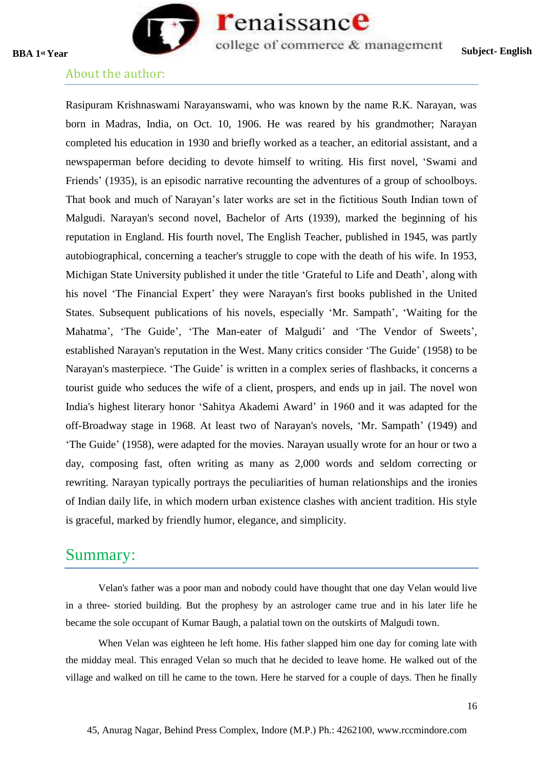## About the author:

Rasipuram Krishnaswami Narayanswami, who was known by the name R.K. Narayan, was born in Madras, India, on Oct. 10, 1906. He was reared by his grandmother; Narayan completed his education in 1930 and briefly worked as a teacher, an editorial assistant, and a newspaperman before deciding to devote himself to writing. His first novel, 'Swami and Friends' (1935), is an episodic narrative recounting the adventures of a group of schoolboys. That book and much of Narayan's later works are set in the fictitious South Indian town of Malgudi. Narayan's second novel, Bachelor of Arts (1939), marked the beginning of his reputation in England. His fourth novel, The English Teacher, published in 1945, was partly autobiographical, concerning a teacher's struggle to cope with the death of his wife. In 1953, Michigan State University published it under the title 'Grateful to Life and Death', along with his novel 'The Financial Expert' they were Narayan's first books published in the United States. Subsequent publications of his novels, especially 'Mr. Sampath', 'Waiting for the Mahatma', 'The Guide', 'The Man-eater of Malgudi' and 'The Vendor of Sweets', established Narayan's reputation in the West. Many critics consider 'The Guide' (1958) to be Narayan's masterpiece. 'The Guide' is written in a complex series of flashbacks, it concerns a tourist guide who seduces the wife of a client, prospers, and ends up in jail. The novel won India's highest literary honor 'Sahitya Akademi Award' in 1960 and it was adapted for the off-Broadway stage in 1968. At least two of Narayan's novels, 'Mr. Sampath' (1949) and 'The Guide' (1958), were adapted for the movies. Narayan usually wrote for an hour or two a day, composing fast, often writing as many as 2,000 words and seldom correcting or rewriting. Narayan typically portrays the peculiarities of human relationships and the ironies of Indian daily life, in which modern urban existence clashes with ancient tradition. His style is graceful, marked by friendly humor, elegance, and simplicity.

## Summary:

Velan's father was a poor man and nobody could have thought that one day Velan would live in a three- storied building. But the prophesy by an astrologer came true and in his later life he became the sole occupant of Kumar Baugh, a palatial town on the outskirts of Malgudi town.

When Velan was eighteen he left home. His father slapped him one day for coming late with the midday meal. This enraged Velan so much that he decided to leave home. He walked out of the village and walked on till he came to the town. Here he starved for a couple of days. Then he finally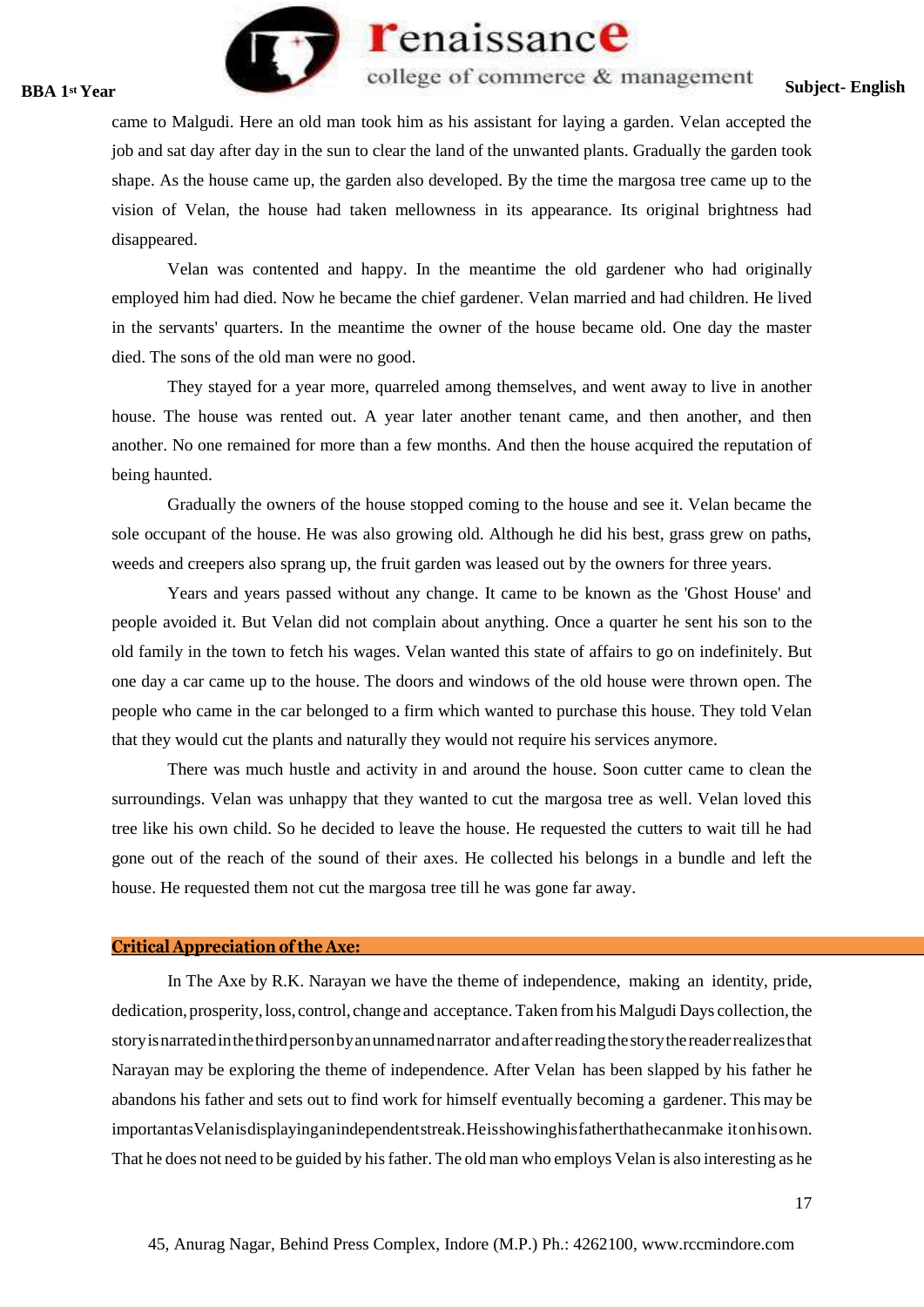came to Malgudi. Here an old man took him as his assistant for laying a garden. Velan accepted the job and sat day after day in the sun to clear the land of the unwanted plants. Gradually the garden took shape. As the house came up, the garden also developed. By the time the margosa tree came up to the vision of Velan, the house had taken mellowness in its appearance. Its original brightness had disappeared.

Velan was contented and happy. In the meantime the old gardener who had originally employed him had died. Now he became the chief gardener. Velan married and had children. He lived in the servants' quarters. In the meantime the owner of the house became old. One day the master died. The sons of the old man were no good.

They stayed for a year more, quarreled among themselves, and went away to live in another house. The house was rented out. A year later another tenant came, and then another, and then another. No one remained for more than a few months. And then the house acquired the reputation of being haunted.

Gradually the owners of the house stopped coming to the house and see it. Velan became the sole occupant of the house. He was also growing old. Although he did his best, grass grew on paths, weeds and creepers also sprang up, the fruit garden was leased out by the owners for three years.

Years and years passed without any change. It came to be known as the 'Ghost House' and people avoided it. But Velan did not complain about anything. Once a quarter he sent his son to the old family in the town to fetch his wages. Velan wanted this state of affairs to go on indefinitely. But one day a car came up to the house. The doors and windows of the old house were thrown open. The people who came in the car belonged to a firm which wanted to purchase this house. They told Velan that they would cut the plants and naturally they would not require his services anymore.

There was much hustle and activity in and around the house. Soon cutter came to clean the surroundings. Velan was unhappy that they wanted to cut the margosa tree as well. Velan loved this tree like his own child. So he decided to leave the house. He requested the cutters to wait till he had gone out of the reach of the sound of their axes. He collected his belongs in a bundle and left the house. He requested them not cut the margosa tree till he was gone far away.

**Critical Appreciation of the Axe:**

In The Axe by R.K. Narayan we have the theme of independence, making an identity, pride, dedication, prosperity, loss, control, change and acceptance. Taken from his Malgudi Days collection, the story is narrated in the third person by an unnamed narrator and after reading the story the reader realizes that Narayan may be exploring the theme of independence. After Velan has been slapped by his father he abandons his father and sets out to find work for himself eventually becoming a gardener. This may be important as Velan is displaying an independent streak. He is showing his father that he can make it on his own. That he does not need to be guided by his father. The old man who employs Velan is also interesting as he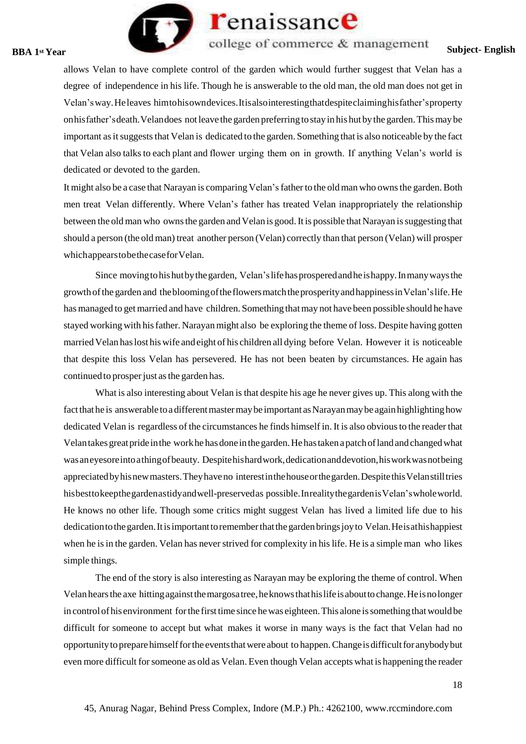allows Velan to have complete control of the garden which would further suggest that Velan has a degree of independence in his life. Though he is answerable to the old man, the old man does not get in Velan's way. He leaves him to his own devices. It is also interesting that despite claiming his father's property on his father's death. Velan does not leave the garden preferring to stay in his hut by the garden. This may be important as it suggests that Velan is dedicated to the garden. Something that is also noticeable by the fact that Velan also talks to each plant and flower urging them on in growth. If anything Velan's world is dedicated or devoted to the garden.

It might also be a case that Narayan is comparing Velan's father to the old man who owns the garden. Both men treat Velan differently. Where Velan's father has treated Velan inappropriately the relationship between the old man who owns the garden and Velan is good. It is possible that Narayan is suggesting that should a person (the old man) treat another person (Velan) correctly than that person (Velan) will prosper which appears to be the case for Velan.

Since moving to his hut by the garden, Velan's life has prospered and he is happy. In many ways the growth of the garden and the blooming of the flowers match the prosperity and happiness in Velan's life. He has managed to get married and have children. Something that may not have been possible should he have stayed working with his father. Narayan might also be exploring the theme of loss. Despite having gotten married Velan has lost his wife and eight of his children all dying before Velan. However it is noticeable that despite this loss Velan has persevered. He has not been beaten by circumstances. He again has continued to prosper just as the garden has.

What is also interesting about Velan is that despite his age he never gives up. This along with the fact that he is answerable to a different master may be important as Narayan may be again highlighting how dedicated Velan is regardless of the circumstances he finds himself in. It is also obvious to the reader that Velan takes great pride in the work he has done in the garden. He has taken a patch of land and changed what was an eyesore into a thing of beauty. Despite his hard work, dedication and devotion, his work was not being appreciated by his new masters. They have no interest in the house or the garden. Despite this Velan still tries his best to keep the garden as tidy and well-preserved as possible. In reality the garden is Velan's whole world. He knows no other life. Though some critics might suggest Velan has lived a limited life due to his dedication to the garden. It is important to remember that the garden brings joy to Velan. He is at his happiest when he is in the garden. Velan has never strived for complexity in his life. He is a simple man who likes simple things.

The end of the story is also interesting as Narayan may be exploring the theme of control. When Velan hears the axe hitting against the margosa tree, he knows that his life is about to change. He is no longer in control of his environment for the first time since he was eighteen. This alone is something that would be difficult for someone to accept but what makes it worse in many ways is the fact that Velan had no opportunity to prepare himself for the events that were about to happen. Change is difficult for anybody but even more difficult for someone as old as Velan. Even though Velan accepts what is happening the reader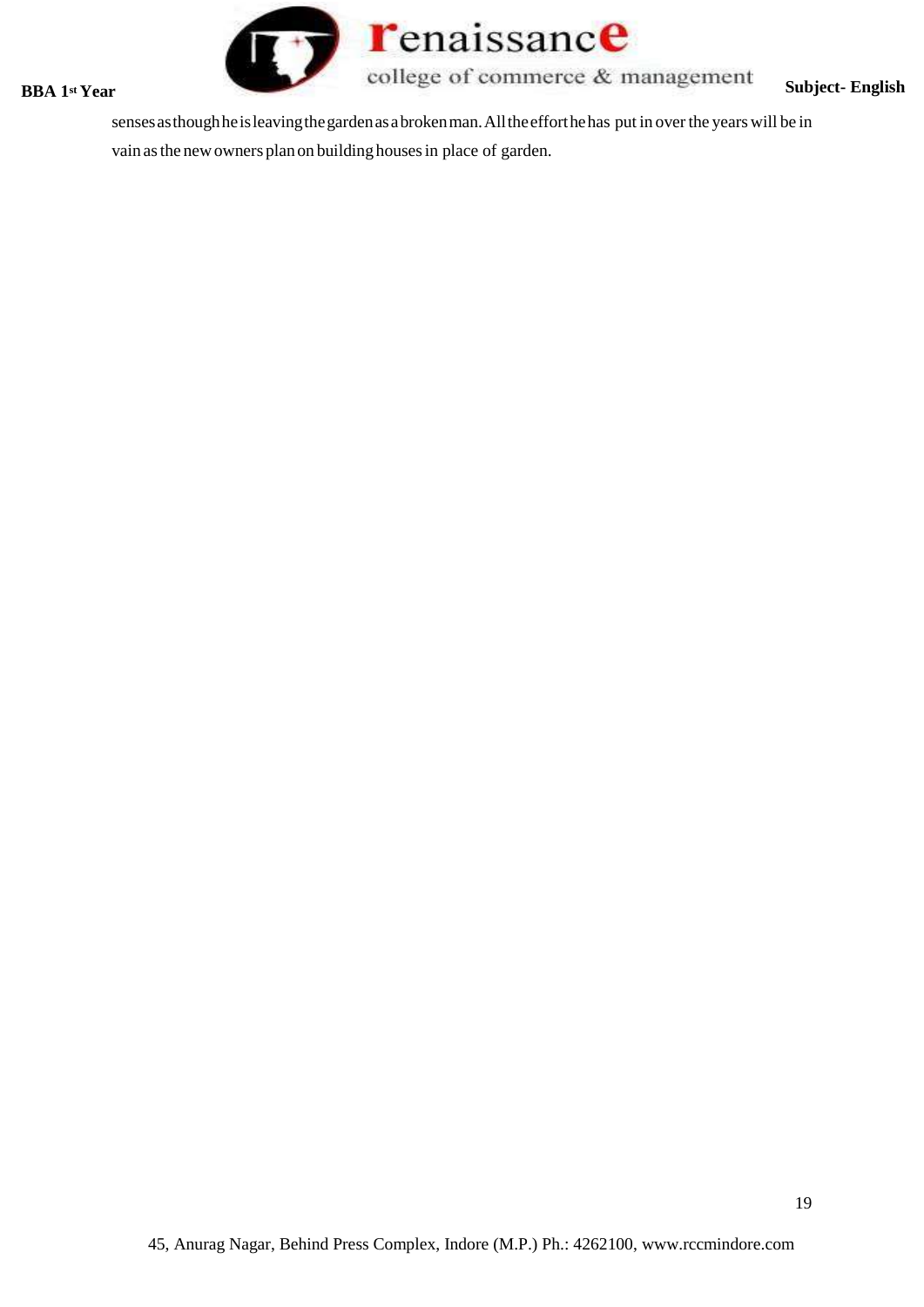senses as though he is leaving the garden as a broken man. All the effort he has put in over the years will be in vain as the new owners plan on building houses in place of garden.